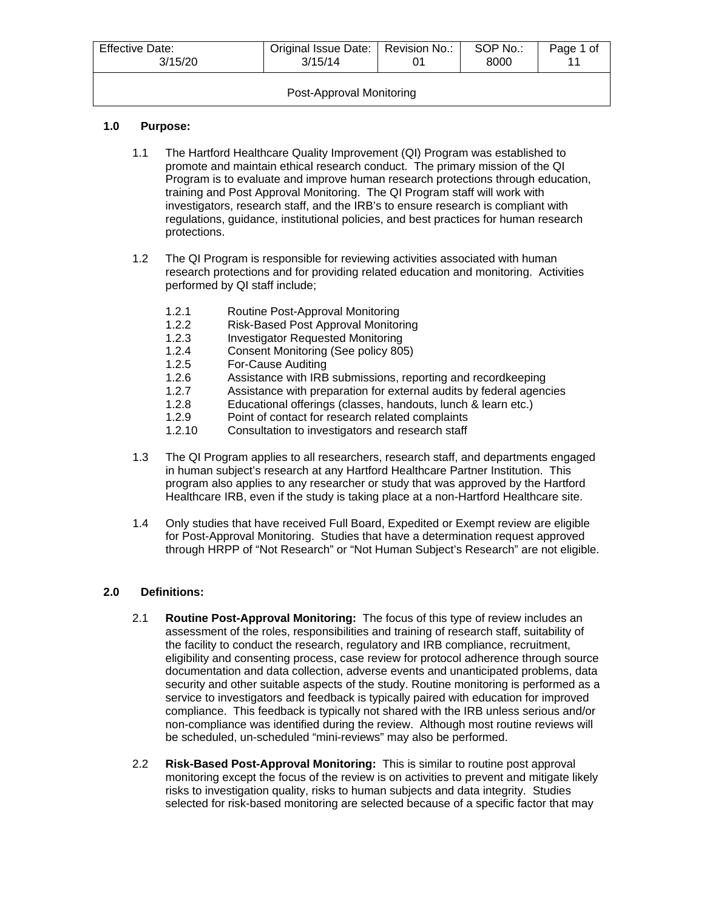| Effective Date: 3/15/20 | Original Issue Date: 3/15/14 | Revision No.: 01 | SOP No.: 8000 | Page 1 of 11 |
|---|---|---|---|---|
| Post-Approval Monitoring | | | | |

## 1.0 Purpose:

1.1 The Hartford Healthcare Quality Improvement (QI) Program was established to promote and maintain ethical research conduct. The primary mission of the QI Program is to evaluate and improve human research protections through education, training and Post Approval Monitoring. The QI Program staff will work with investigators, research staff, and the IRB's to ensure research is compliant with regulations, guidance, institutional policies, and best practices for human research protections.

1.2 The QI Program is responsible for reviewing activities associated with human research protections and for providing related education and monitoring. Activities performed by QI staff include;

- 1.2.1 Routine Post-Approval Monitoring
- 1.2.2 Risk-Based Post Approval Monitoring
- 1.2.3 Investigator Requested Monitoring
- 1.2.4 Consent Monitoring (See policy 805)
- 1.2.5 For-Cause Auditing
- 1.2.6 Assistance with IRB submissions, reporting and recordkeeping
- 1.2.7 Assistance with preparation for external audits by federal agencies
- 1.2.8 Educational offerings (classes, handouts, lunch & learn etc.)
- 1.2.9 Point of contact for research related complaints
- 1.2.10 Consultation to investigators and research staff

1.3 The QI Program applies to all researchers, research staff, and departments engaged in human subject's research at any Hartford Healthcare Partner Institution. This program also applies to any researcher or study that was approved by the Hartford Healthcare IRB, even if the study is taking place at a non-Hartford Healthcare site.

1.4 Only studies that have received Full Board, Expedited or Exempt review are eligible for Post-Approval Monitoring. Studies that have a determination request approved through HRPP of "Not Research" or "Not Human Subject's Research" are not eligible.

## 2.0 Definitions:

2.1 **Routine Post-Approval Monitoring:** The focus of this type of review includes an assessment of the roles, responsibilities and training of research staff, suitability of the facility to conduct the research, regulatory and IRB compliance, recruitment, eligibility and consenting process, case review for protocol adherence through source documentation and data collection, adverse events and unanticipated problems, data security and other suitable aspects of the study. Routine monitoring is performed as a service to investigators and feedback is typically paired with education for improved compliance. This feedback is typically not shared with the IRB unless serious and/or non-compliance was identified during the review. Although most routine reviews will be scheduled, un-scheduled "mini-reviews" may also be performed.

2.2 **Risk-Based Post-Approval Monitoring:** This is similar to routine post approval monitoring except the focus of the review is on activities to prevent and mitigate likely risks to investigation quality, risks to human subjects and data integrity. Studies selected for risk-based monitoring are selected because of a specific factor that may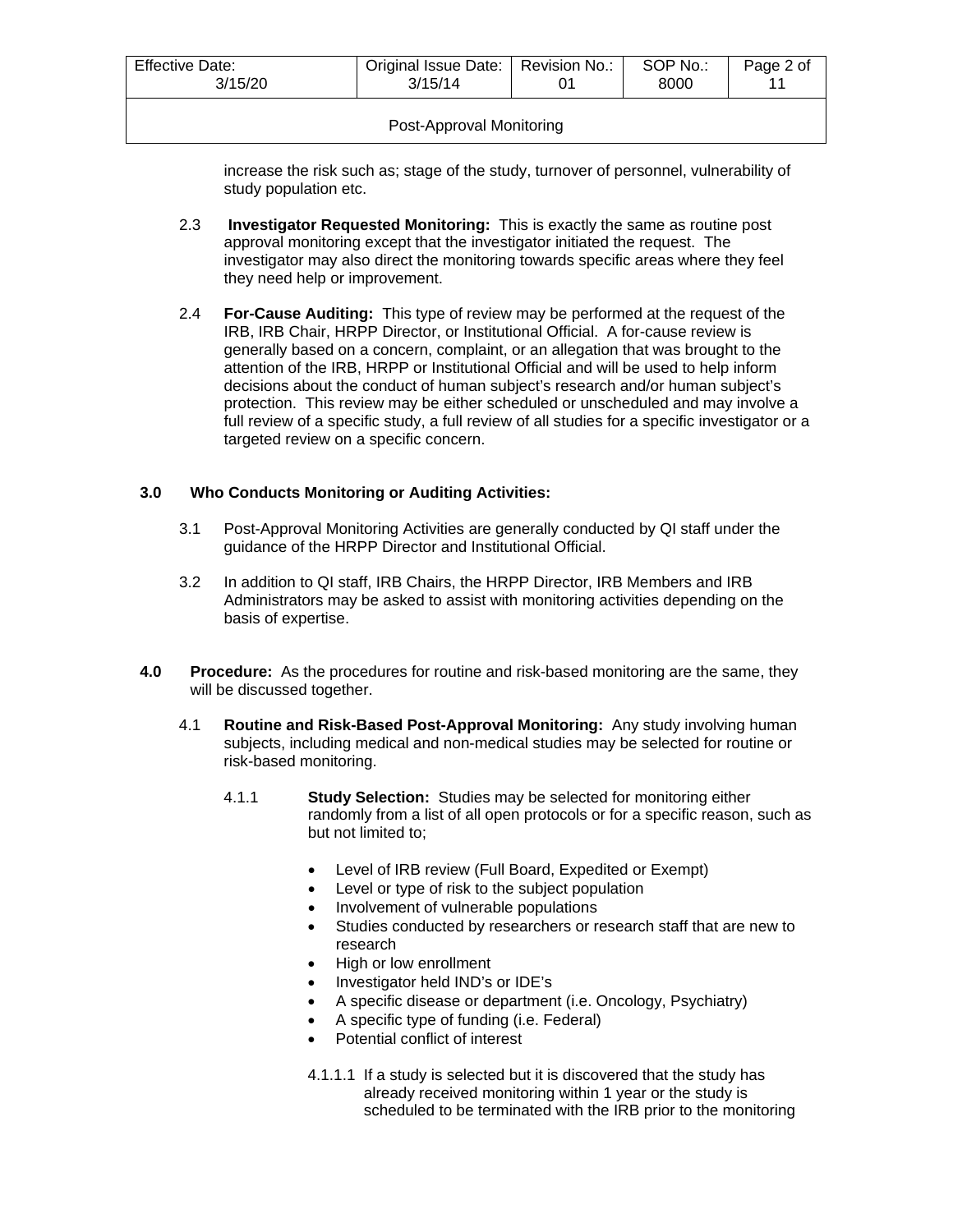increase the risk such as; stage of the study, turnover of personnel, vulnerability of study population etc.

2.3 **Investigator Requested Monitoring:** This is exactly the same as routine post approval monitoring except that the investigator initiated the request. The investigator may also direct the monitoring towards specific areas where they feel they need help or improvement.

2.4 **For-Cause Auditing:** This type of review may be performed at the request of the IRB, IRB Chair, HRPP Director, or Institutional Official. A for-cause review is generally based on a concern, complaint, or an allegation that was brought to the attention of the IRB, HRPP or Institutional Official and will be used to help inform decisions about the conduct of human subject's research and/or human subject's protection. This review may be either scheduled or unscheduled and may involve a full review of a specific study, a full review of all studies for a specific investigator or a targeted review on a specific concern.

## 3.0 Who Conducts Monitoring or Auditing Activities:

3.1 Post-Approval Monitoring Activities are generally conducted by QI staff under the guidance of the HRPP Director and Institutional Official.

3.2 In addition to QI staff, IRB Chairs, the HRPP Director, IRB Members and IRB Administrators may be asked to assist with monitoring activities depending on the basis of expertise.

## 4.0 Procedure:

As the procedures for routine and risk-based monitoring are the same, they will be discussed together.

4.1 **Routine and Risk-Based Post-Approval Monitoring:** Any study involving human subjects, including medical and non-medical studies may be selected for routine or risk-based monitoring.

4.1.1 **Study Selection:** Studies may be selected for monitoring either randomly from a list of all open protocols or for a specific reason, such as but not limited to;

- Level of IRB review (Full Board, Expedited or Exempt)
- Level or type of risk to the subject population
- Involvement of vulnerable populations
- Studies conducted by researchers or research staff that are new to research
- High or low enrollment
- Investigator held IND's or IDE's
- A specific disease or department (i.e. Oncology, Psychiatry)
- A specific type of funding (i.e. Federal)
- Potential conflict of interest

4.1.1.1 If a study is selected but it is discovered that the study has already received monitoring within 1 year or the study is scheduled to be terminated with the IRB prior to the monitoring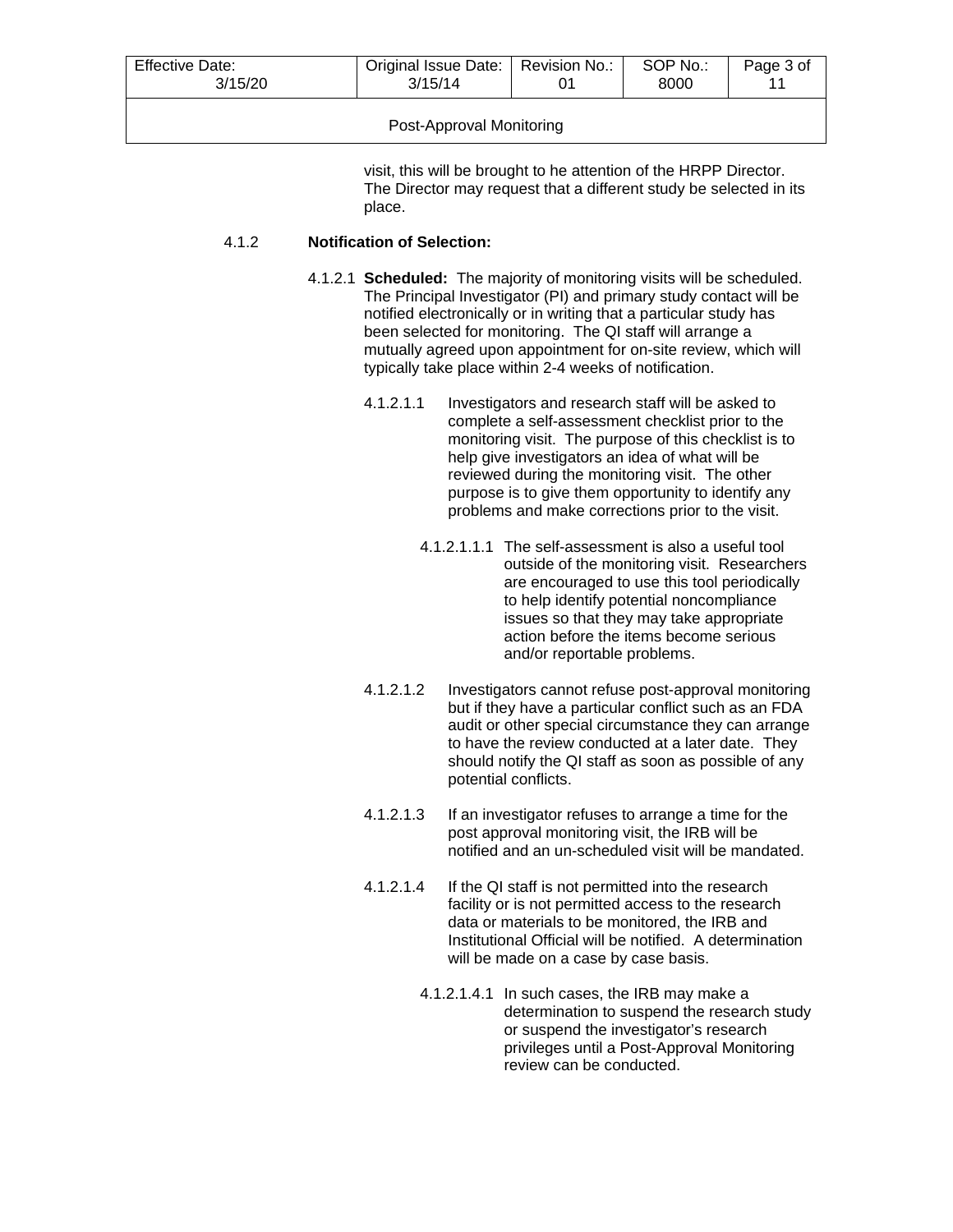visit, this will be brought to he attention of the HRPP Director. The Director may request that a different study be selected in its place.

4.1.2 **Notification of Selection:**

4.1.2.1 **Scheduled:** The majority of monitoring visits will be scheduled. The Principal Investigator (PI) and primary study contact will be notified electronically or in writing that a particular study has been selected for monitoring. The QI staff will arrange a mutually agreed upon appointment for on-site review, which will typically take place within 2-4 weeks of notification.

4.1.2.1.1 Investigators and research staff will be asked to complete a self-assessment checklist prior to the monitoring visit. The purpose of this checklist is to help give investigators an idea of what will be reviewed during the monitoring visit. The other purpose is to give them opportunity to identify any problems and make corrections prior to the visit.

4.1.2.1.1.1 The self-assessment is also a useful tool outside of the monitoring visit. Researchers are encouraged to use this tool periodically to help identify potential noncompliance issues so that they may take appropriate action before the items become serious and/or reportable problems.

4.1.2.1.2 Investigators cannot refuse post-approval monitoring but if they have a particular conflict such as an FDA audit or other special circumstance they can arrange to have the review conducted at a later date. They should notify the QI staff as soon as possible of any potential conflicts.

4.1.2.1.3 If an investigator refuses to arrange a time for the post approval monitoring visit, the IRB will be notified and an un-scheduled visit will be mandated.

4.1.2.1.4 If the QI staff is not permitted into the research facility or is not permitted access to the research data or materials to be monitored, the IRB and Institutional Official will be notified. A determination will be made on a case by case basis.

4.1.2.1.4.1 In such cases, the IRB may make a determination to suspend the research study or suspend the investigator's research privileges until a Post-Approval Monitoring review can be conducted.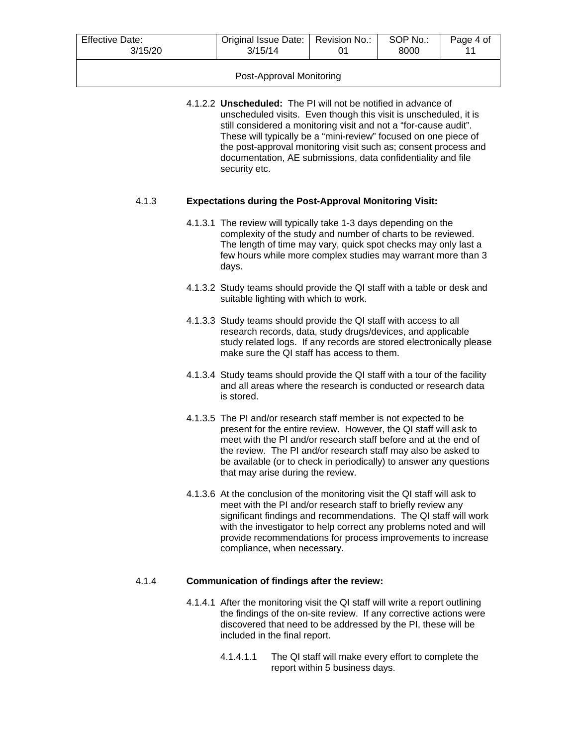4.1.2.2 **Unscheduled:** The PI will not be notified in advance of unscheduled visits. Even though this visit is unscheduled, it is still considered a monitoring visit and not a "for-cause audit". These will typically be a "mini-review" focused on one piece of the post-approval monitoring visit such as; consent process and documentation, AE submissions, data confidentiality and file security etc.

### 4.1.3 Expectations during the Post-Approval Monitoring Visit:

4.1.3.1 The review will typically take 1-3 days depending on the complexity of the study and number of charts to be reviewed. The length of time may vary, quick spot checks may only last a few hours while more complex studies may warrant more than 3 days.

4.1.3.2 Study teams should provide the QI staff with a table or desk and suitable lighting with which to work.

4.1.3.3 Study teams should provide the QI staff with access to all research records, data, study drugs/devices, and applicable study related logs. If any records are stored electronically please make sure the QI staff has access to them.

4.1.3.4 Study teams should provide the QI staff with a tour of the facility and all areas where the research is conducted or research data is stored.

4.1.3.5 The PI and/or research staff member is not expected to be present for the entire review. However, the QI staff will ask to meet with the PI and/or research staff before and at the end of the review. The PI and/or research staff may also be asked to be available (or to check in periodically) to answer any questions that may arise during the review.

4.1.3.6 At the conclusion of the monitoring visit the QI staff will ask to meet with the PI and/or research staff to briefly review any significant findings and recommendations. The QI staff will work with the investigator to help correct any problems noted and will provide recommendations for process improvements to increase compliance, when necessary.

### 4.1.4 Communication of findings after the review:

4.1.4.1 After the monitoring visit the QI staff will write a report outlining the findings of the on-site review. If any corrective actions were discovered that need to be addressed by the PI, these will be included in the final report.

4.1.4.1.1 The QI staff will make every effort to complete the report within 5 business days.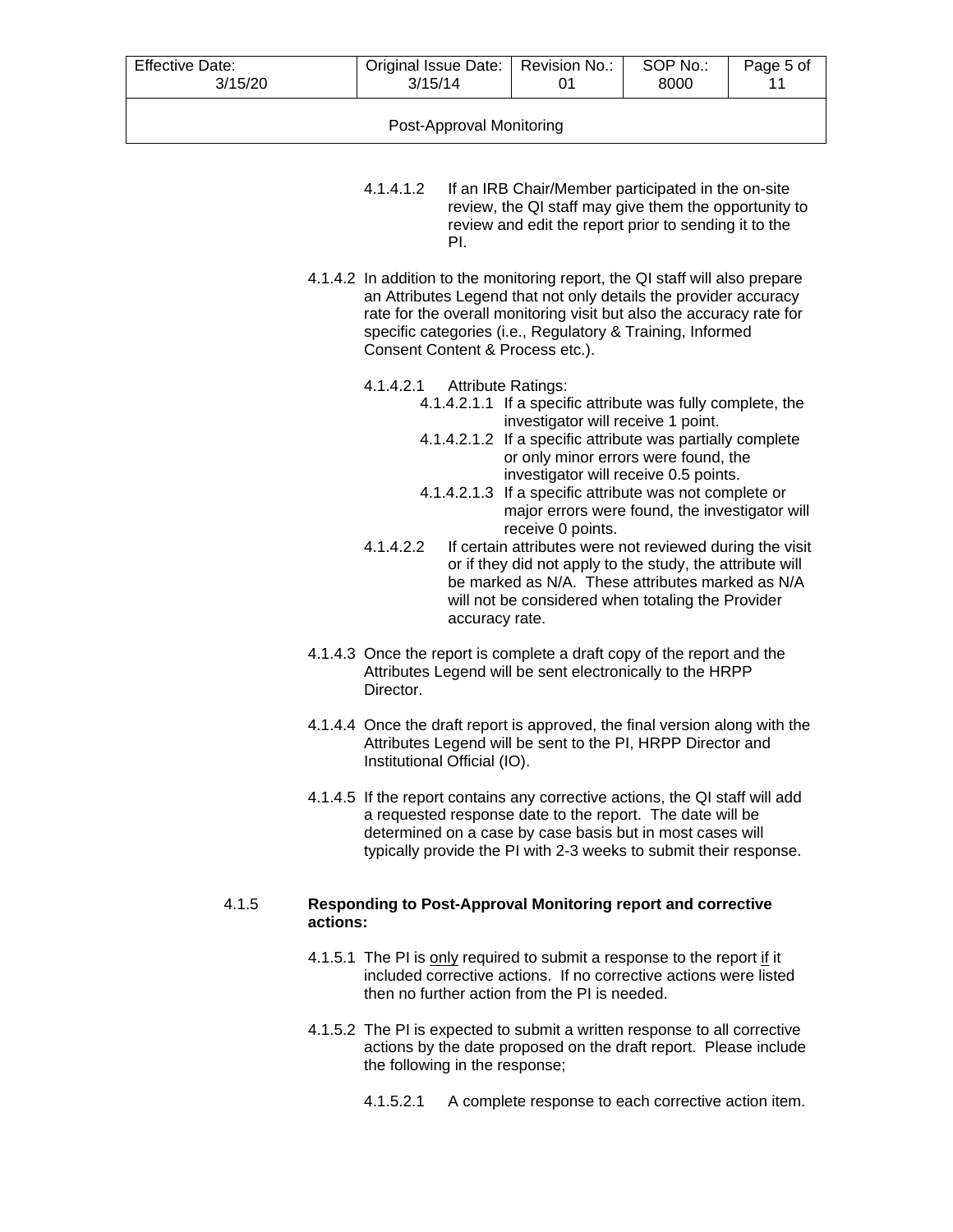4.1.4.1.2 If an IRB Chair/Member participated in the on-site review, the QI staff may give them the opportunity to review and edit the report prior to sending it to the PI.

4.1.4.2 In addition to the monitoring report, the QI staff will also prepare an Attributes Legend that not only details the provider accuracy rate for the overall monitoring visit but also the accuracy rate for specific categories (i.e., Regulatory & Training, Informed Consent Content & Process etc.).

4.1.4.2.1 Attribute Ratings:

4.1.4.2.1.1 If a specific attribute was fully complete, the investigator will receive 1 point.

4.1.4.2.1.2 If a specific attribute was partially complete or only minor errors were found, the investigator will receive 0.5 points.

4.1.4.2.1.3 If a specific attribute was not complete or major errors were found, the investigator will receive 0 points.

4.1.4.2.2 If certain attributes were not reviewed during the visit or if they did not apply to the study, the attribute will be marked as N/A. These attributes marked as N/A will not be considered when totaling the Provider accuracy rate.

4.1.4.3 Once the report is complete a draft copy of the report and the Attributes Legend will be sent electronically to the HRPP Director.

4.1.4.4 Once the draft report is approved, the final version along with the Attributes Legend will be sent to the PI, HRPP Director and Institutional Official (IO).

4.1.4.5 If the report contains any corrective actions, the QI staff will add a requested response date to the report. The date will be determined on a case by case basis but in most cases will typically provide the PI with 2-3 weeks to submit their response.

4.1.5 **Responding to Post-Approval Monitoring report and corrective actions:**

4.1.5.1 The PI is only required to submit a response to the report if it included corrective actions. If no corrective actions were listed then no further action from the PI is needed.

4.1.5.2 The PI is expected to submit a written response to all corrective actions by the date proposed on the draft report. Please include the following in the response;

4.1.5.2.1 A complete response to each corrective action item.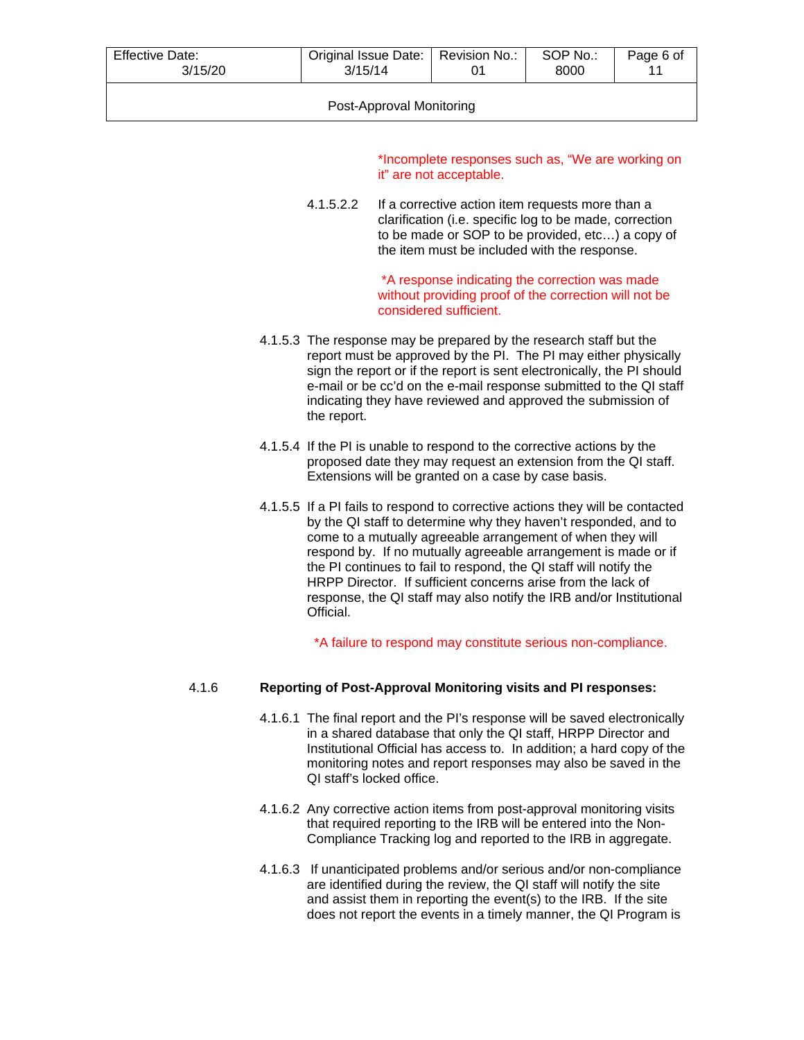*Incomplete responses such as, “We are working on it” are not acceptable.

4.1.5.2.2 If a corrective action item requests more than a clarification (i.e. specific log to be made, correction to be made or SOP to be provided, etc…) a copy of the item must be included with the response.

*A response indicating the correction was made without providing proof of the correction will not be considered sufficient.

4.1.5.3 The response may be prepared by the research staff but the report must be approved by the PI. The PI may either physically sign the report or if the report is sent electronically, the PI should e-mail or be cc’d on the e-mail response submitted to the QI staff indicating they have reviewed and approved the submission of the report.

4.1.5.4 If the PI is unable to respond to the corrective actions by the proposed date they may request an extension from the QI staff. Extensions will be granted on a case by case basis.

4.1.5.5 If a PI fails to respond to corrective actions they will be contacted by the QI staff to determine why they haven’t responded, and to come to a mutually agreeable arrangement of when they will respond by. If no mutually agreeable arrangement is made or if the PI continues to fail to respond, the QI staff will notify the HRPP Director. If sufficient concerns arise from the lack of response, the QI staff may also notify the IRB and/or Institutional Official.

*A failure to respond may constitute serious non-compliance.

4.1.6 **Reporting of Post-Approval Monitoring visits and PI responses:**

4.1.6.1 The final report and the PI’s response will be saved electronically in a shared database that only the QI staff, HRPP Director and Institutional Official has access to. In addition; a hard copy of the monitoring notes and report responses may also be saved in the QI staff’s locked office.

4.1.6.2 Any corrective action items from post-approval monitoring visits that required reporting to the IRB will be entered into the Non-Compliance Tracking log and reported to the IRB in aggregate.

4.1.6.3 If unanticipated problems and/or serious and/or non-compliance are identified during the review, the QI staff will notify the site and assist them in reporting the event(s) to the IRB. If the site does not report the events in a timely manner, the QI Program is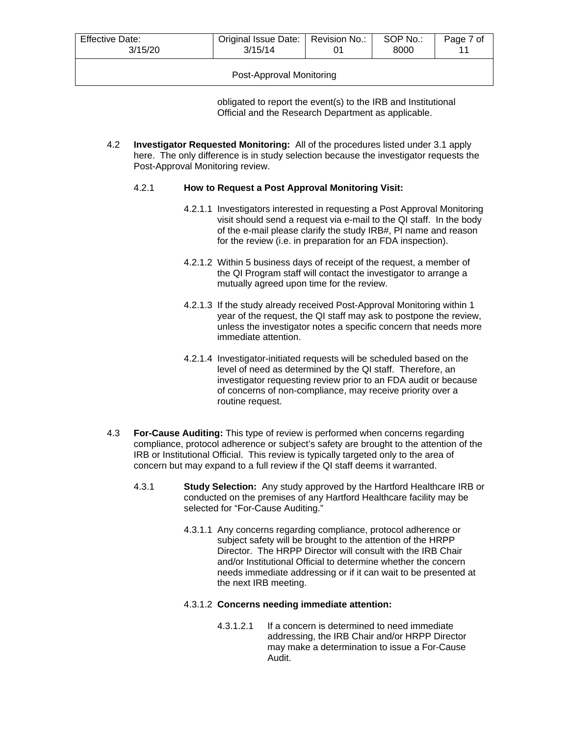obligated to report the event(s) to the IRB and Institutional Official and the Research Department as applicable.

4.2 **Investigator Requested Monitoring:** All of the procedures listed under 3.1 apply here. The only difference is in study selection because the investigator requests the Post-Approval Monitoring review.

4.2.1 **How to Request a Post Approval Monitoring Visit:**

4.2.1.1 Investigators interested in requesting a Post Approval Monitoring visit should send a request via e-mail to the QI staff. In the body of the e-mail please clarify the study IRB#, PI name and reason for the review (i.e. in preparation for an FDA inspection).

4.2.1.2 Within 5 business days of receipt of the request, a member of the QI Program staff will contact the investigator to arrange a mutually agreed upon time for the review.

4.2.1.3 If the study already received Post-Approval Monitoring within 1 year of the request, the QI staff may ask to postpone the review, unless the investigator notes a specific concern that needs more immediate attention.

4.2.1.4 Investigator-initiated requests will be scheduled based on the level of need as determined by the QI staff. Therefore, an investigator requesting review prior to an FDA audit or because of concerns of non-compliance, may receive priority over a routine request.

4.3 **For-Cause Auditing:** This type of review is performed when concerns regarding compliance, protocol adherence or subject's safety are brought to the attention of the IRB or Institutional Official. This review is typically targeted only to the area of concern but may expand to a full review if the QI staff deems it warranted.

4.3.1 **Study Selection:** Any study approved by the Hartford Healthcare IRB or conducted on the premises of any Hartford Healthcare facility may be selected for "For-Cause Auditing."

4.3.1.1 Any concerns regarding compliance, protocol adherence or subject safety will be brought to the attention of the HRPP Director. The HRPP Director will consult with the IRB Chair and/or Institutional Official to determine whether the concern needs immediate addressing or if it can wait to be presented at the next IRB meeting.

4.3.1.2 **Concerns needing immediate attention:**

4.3.1.2.1 If a concern is determined to need immediate addressing, the IRB Chair and/or HRPP Director may make a determination to issue a For-Cause Audit.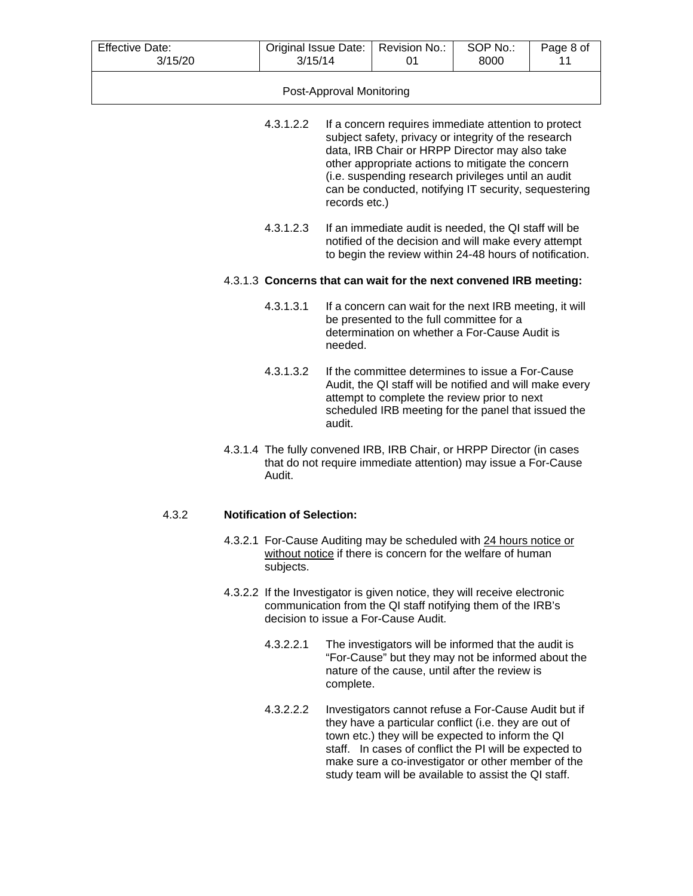4.3.1.2.2 If a concern requires immediate attention to protect subject safety, privacy or integrity of the research data, IRB Chair or HRPP Director may also take other appropriate actions to mitigate the concern (i.e. suspending research privileges until an audit can be conducted, notifying IT security, sequestering records etc.)

4.3.1.2.3 If an immediate audit is needed, the QI staff will be notified of the decision and will make every attempt to begin the review within 24-48 hours of notification.

4.3.1.3 **Concerns that can wait for the next convened IRB meeting:**

4.3.1.3.1 If a concern can wait for the next IRB meeting, it will be presented to the full committee for a determination on whether a For-Cause Audit is needed.

4.3.1.3.2 If the committee determines to issue a For-Cause Audit, the QI staff will be notified and will make every attempt to complete the review prior to next scheduled IRB meeting for the panel that issued the audit.

4.3.1.4 The fully convened IRB, IRB Chair, or HRPP Director (in cases that do not require immediate attention) may issue a For-Cause Audit.

4.3.2 **Notification of Selection:**

4.3.2.1 For-Cause Auditing may be scheduled with <u>24 hours notice or without notice</u> if there is concern for the welfare of human subjects.

4.3.2.2 If the Investigator is given notice, they will receive electronic communication from the QI staff notifying them of the IRB's decision to issue a For-Cause Audit.

4.3.2.2.1 The investigators will be informed that the audit is "For-Cause" but they may not be informed about the nature of the cause, until after the review is complete.

4.3.2.2.2 Investigators cannot refuse a For-Cause Audit but if they have a particular conflict (i.e. they are out of town etc.) they will be expected to inform the QI staff. In cases of conflict the PI will be expected to make sure a co-investigator or other member of the study team will be available to assist the QI staff.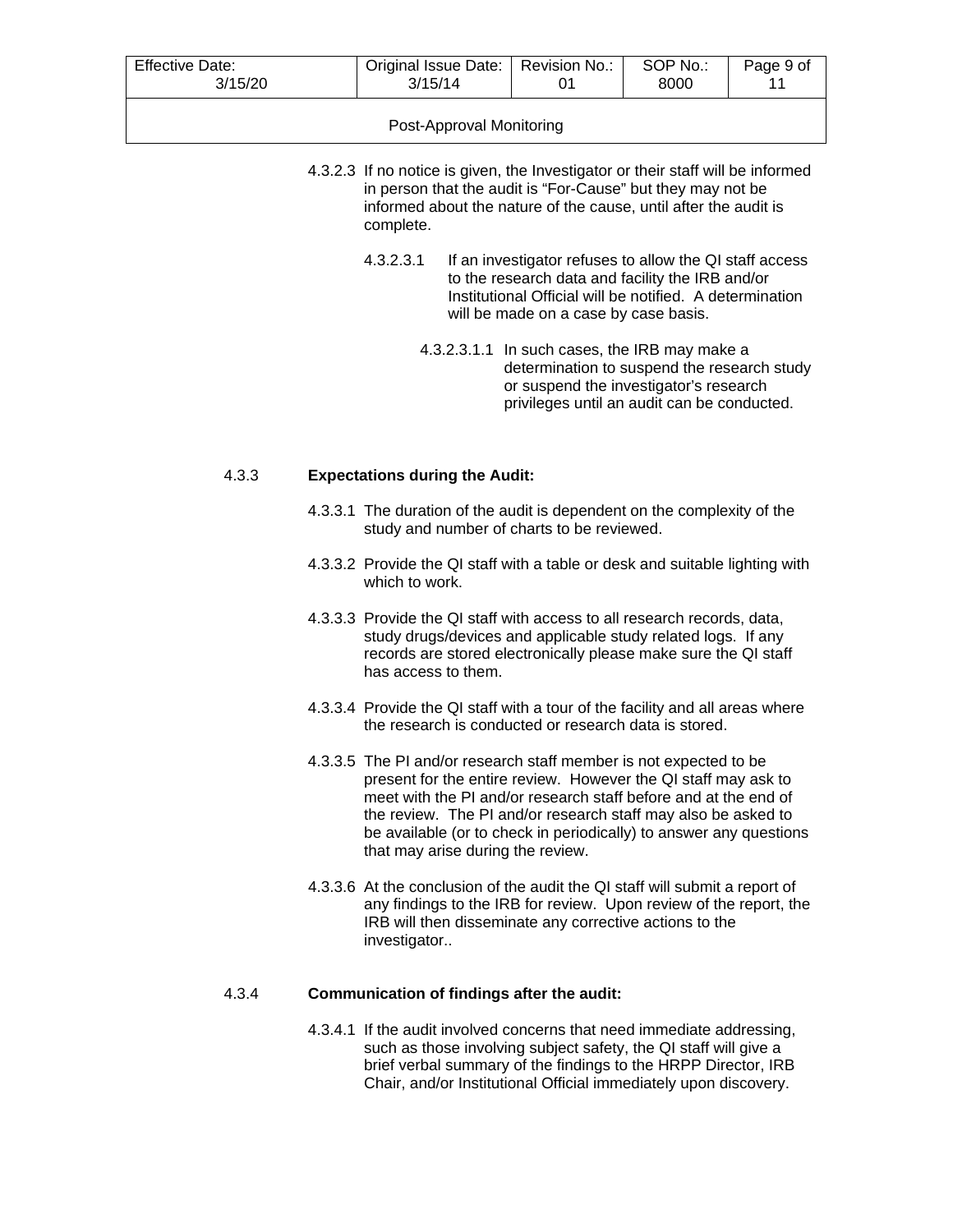4.3.2.3 If no notice is given, the Investigator or their staff will be informed in person that the audit is "For-Cause" but they may not be informed about the nature of the cause, until after the audit is complete.

4.3.2.3.1 If an investigator refuses to allow the QI staff access to the research data and facility the IRB and/or Institutional Official will be notified. A determination will be made on a case by case basis.

4.3.2.3.1.1 In such cases, the IRB may make a determination to suspend the research study or suspend the investigator's research privileges until an audit can be conducted.

4.3.3 **Expectations during the Audit:**

4.3.3.1 The duration of the audit is dependent on the complexity of the study and number of charts to be reviewed.

4.3.3.2 Provide the QI staff with a table or desk and suitable lighting with which to work.

4.3.3.3 Provide the QI staff with access to all research records, data, study drugs/devices and applicable study related logs. If any records are stored electronically please make sure the QI staff has access to them.

4.3.3.4 Provide the QI staff with a tour of the facility and all areas where the research is conducted or research data is stored.

4.3.3.5 The PI and/or research staff member is not expected to be present for the entire review. However the QI staff may ask to meet with the PI and/or research staff before and at the end of the review. The PI and/or research staff may also be asked to be available (or to check in periodically) to answer any questions that may arise during the review.

4.3.3.6 At the conclusion of the audit the QI staff will submit a report of any findings to the IRB for review. Upon review of the report, the IRB will then disseminate any corrective actions to the investigator..

4.3.4 **Communication of findings after the audit:**

4.3.4.1 If the audit involved concerns that need immediate addressing, such as those involving subject safety, the QI staff will give a brief verbal summary of the findings to the HRPP Director, IRB Chair, and/or Institutional Official immediately upon discovery.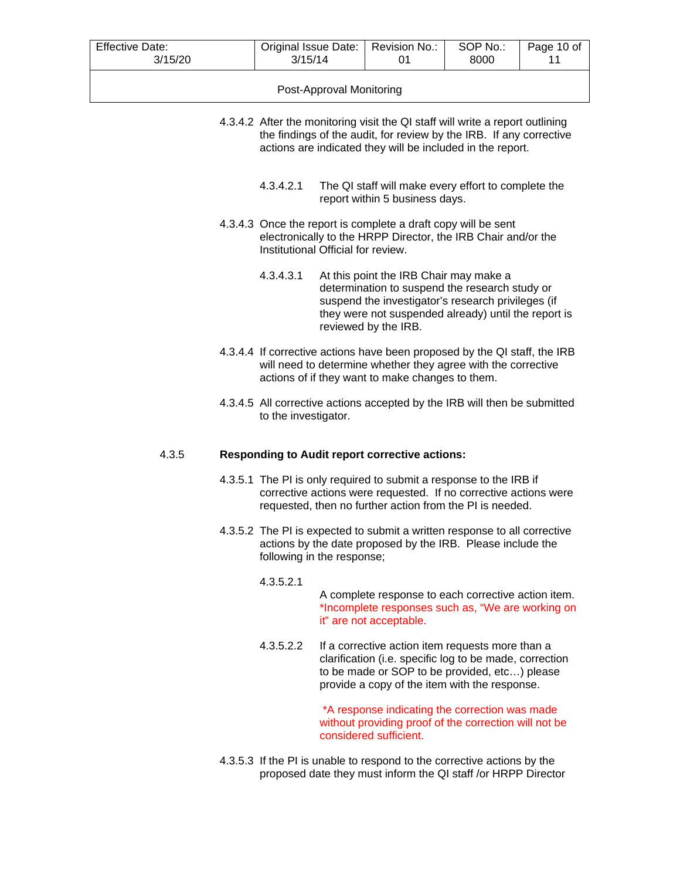4.3.4.2 After the monitoring visit the QI staff will write a report outlining the findings of the audit, for review by the IRB. If any corrective actions are indicated they will be included in the report.

4.3.4.2.1 The QI staff will make every effort to complete the report within 5 business days.

4.3.4.3 Once the report is complete a draft copy will be sent electronically to the HRPP Director, the IRB Chair and/or the Institutional Official for review.

4.3.4.3.1 At this point the IRB Chair may make a determination to suspend the research study or suspend the investigator's research privileges (if they were not suspended already) until the report is reviewed by the IRB.

4.3.4.4 If corrective actions have been proposed by the QI staff, the IRB will need to determine whether they agree with the corrective actions of if they want to make changes to them.

4.3.4.5 All corrective actions accepted by the IRB will then be submitted to the investigator.

4.3.5 **Responding to Audit report corrective actions:**

4.3.5.1 The PI is only required to submit a response to the IRB if corrective actions were requested. If no corrective actions were requested, then no further action from the PI is needed.

4.3.5.2 The PI is expected to submit a written response to all corrective actions by the date proposed by the IRB. Please include the following in the response;

4.3.5.2.1 A complete response to each corrective action item. *Incomplete responses such as, "We are working on it" are not acceptable.

4.3.5.2.2 If a corrective action item requests more than a clarification (i.e. specific log to be made, correction to be made or SOP to be provided, etc…) please provide a copy of the item with the response.

*A response indicating the correction was made without providing proof of the correction will not be considered sufficient.

4.3.5.3 If the PI is unable to respond to the corrective actions by the proposed date they must inform the QI staff /or HRPP Director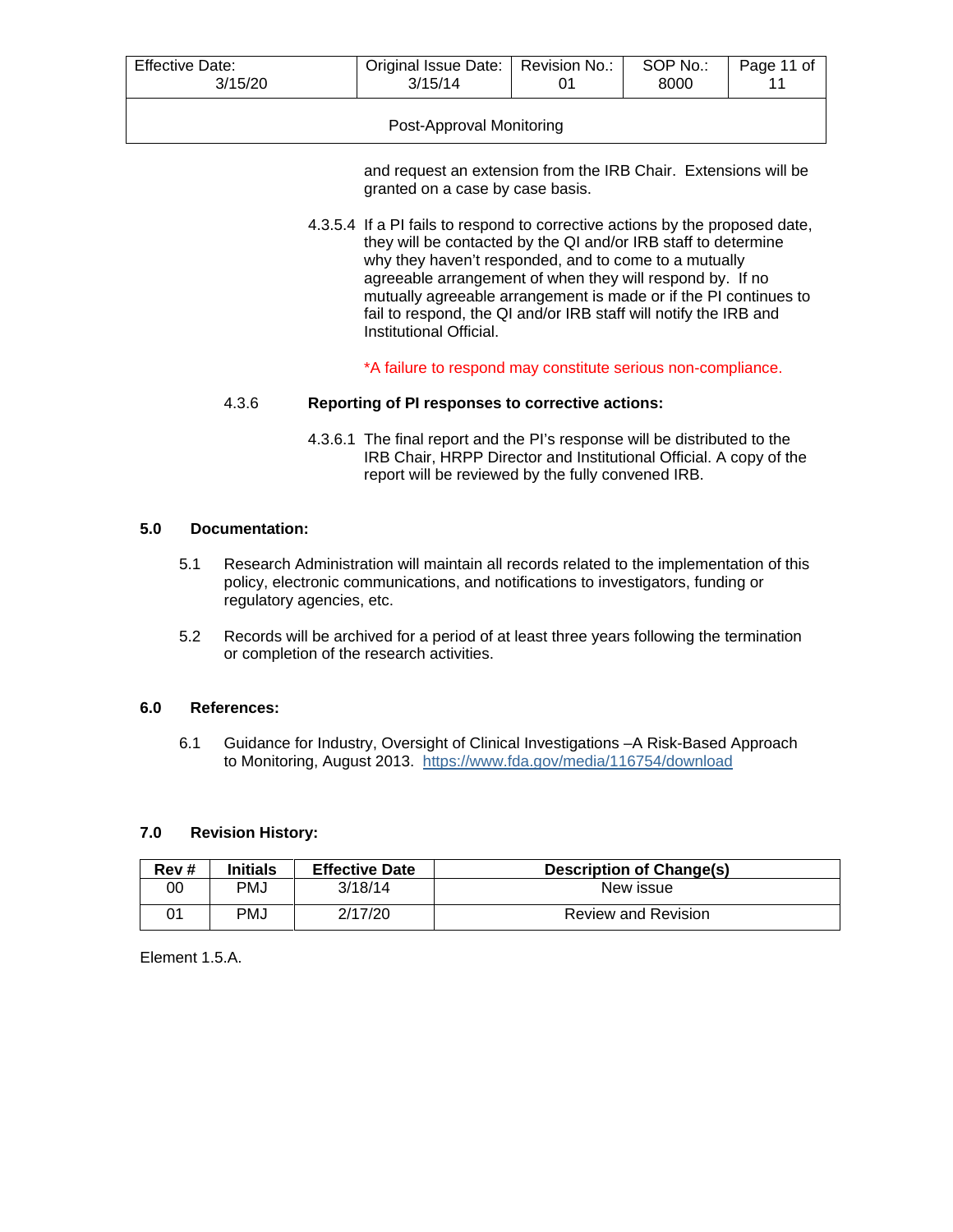and request an extension from the IRB Chair. Extensions will be granted on a case by case basis.

4.3.5.4 If a PI fails to respond to corrective actions by the proposed date, they will be contacted by the QI and/or IRB staff to determine why they haven't responded, and to come to a mutually agreeable arrangement of when they will respond by. If no mutually agreeable arrangement is made or if the PI continues to fail to respond, the QI and/or IRB staff will notify the IRB and Institutional Official.

*A failure to respond may constitute serious non-compliance.

4.3.6 **Reporting of PI responses to corrective actions:**

4.3.6.1 The final report and the PI's response will be distributed to the IRB Chair, HRPP Director and Institutional Official. A copy of the report will be reviewed by the fully convened IRB.

## 5.0 Documentation:

5.1 Research Administration will maintain all records related to the implementation of this policy, electronic communications, and notifications to investigators, funding or regulatory agencies, etc.

5.2 Records will be archived for a period of at least three years following the termination or completion of the research activities.

## 6.0 References:

6.1 Guidance for Industry, Oversight of Clinical Investigations –A Risk-Based Approach to Monitoring, August 2013. https://www.fda.gov/media/116754/download

## 7.0 Revision History:

| Rev # | Initials | Effective Date | Description of Change(s) |
|---|---|---|---|
| 00 | PMJ | 3/18/14 | New issue |
| 01 | PMJ | 2/17/20 | Review and Revision |

Element 1.5.A.